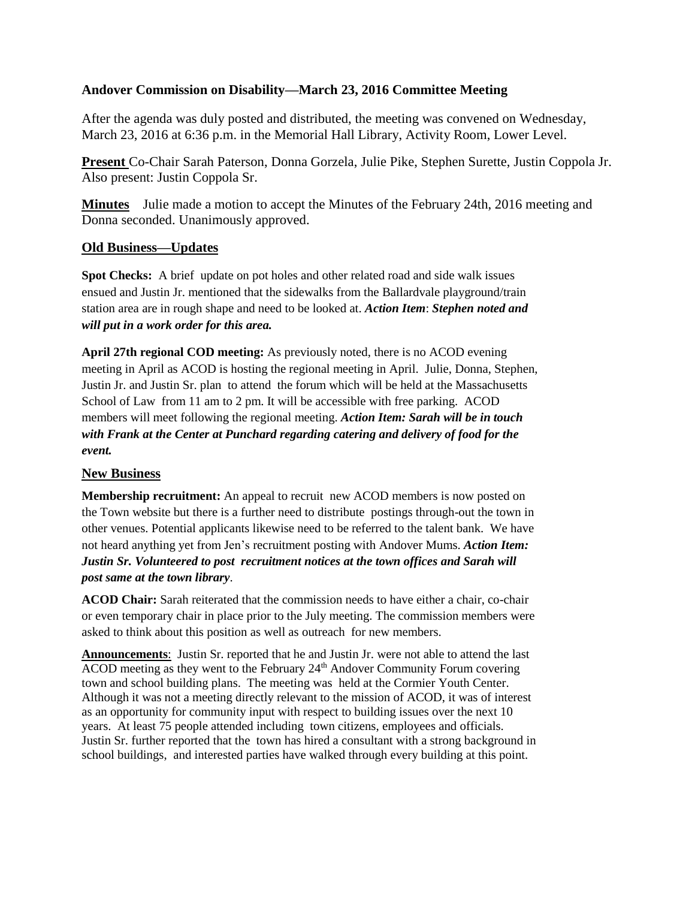**Andover Commission on Disability—March 23, 2016 Committee Meeting**

After the agenda was duly posted and distributed, the meeting was convened on Wednesday, March 23, 2016 at 6:36 p.m. in the Memorial Hall Library, Activity Room, Lower Level.

**Present** Co-Chair Sarah Paterson, Donna Gorzela, Julie Pike, Stephen Surette, Justin Coppola Jr. Also present: Justin Coppola Sr.

**Minutes** Julie made a motion to accept the Minutes of the February 24th, 2016 meeting and Donna seconded. Unanimously approved.

## Old Business—Updates

**Spot Checks:** A brief update on pot holes and other related road and side walk issues ensued and Justin Jr. mentioned that the sidewalks from the Ballardvale playground/train station area are in rough shape and need to be looked at. ***Action Item*: *Stephen noted and will put in a work order for this area.***

**April 27th regional COD meeting:** As previously noted, there is no ACOD evening meeting in April as ACOD is hosting the regional meeting in April. Julie, Donna, Stephen, Justin Jr. and Justin Sr. plan to attend the forum which will be held at the Massachusetts School of Law from 11 am to 2 pm. It will be accessible with free parking. ACOD members will meet following the regional meeting. ***Action Item: Sarah will be in touch with Frank at the Center at Punchard regarding catering and delivery of food for the event.***

## New Business

**Membership recruitment:** An appeal to recruit new ACOD members is now posted on the Town website but there is a further need to distribute postings through-out the town in other venues. Potential applicants likewise need to be referred to the talent bank. We have not heard anything yet from Jen's recruitment posting with Andover Mums. ***Action Item: Justin Sr. Volunteered to post recruitment notices at the town offices and Sarah will post same at the town library***.

**ACOD Chair:** Sarah reiterated that the commission needs to have either a chair, co-chair or even temporary chair in place prior to the July meeting. The commission members were asked to think about this position as well as outreach for new members.

**Announcements**: Justin Sr. reported that he and Justin Jr. were not able to attend the last ACOD meeting as they went to the February 24th Andover Community Forum covering town and school building plans. The meeting was held at the Cormier Youth Center. Although it was not a meeting directly relevant to the mission of ACOD, it was of interest as an opportunity for community input with respect to building issues over the next 10 years. At least 75 people attended including town citizens, employees and officials. Justin Sr. further reported that the town has hired a consultant with a strong background in school buildings, and interested parties have walked through every building at this point.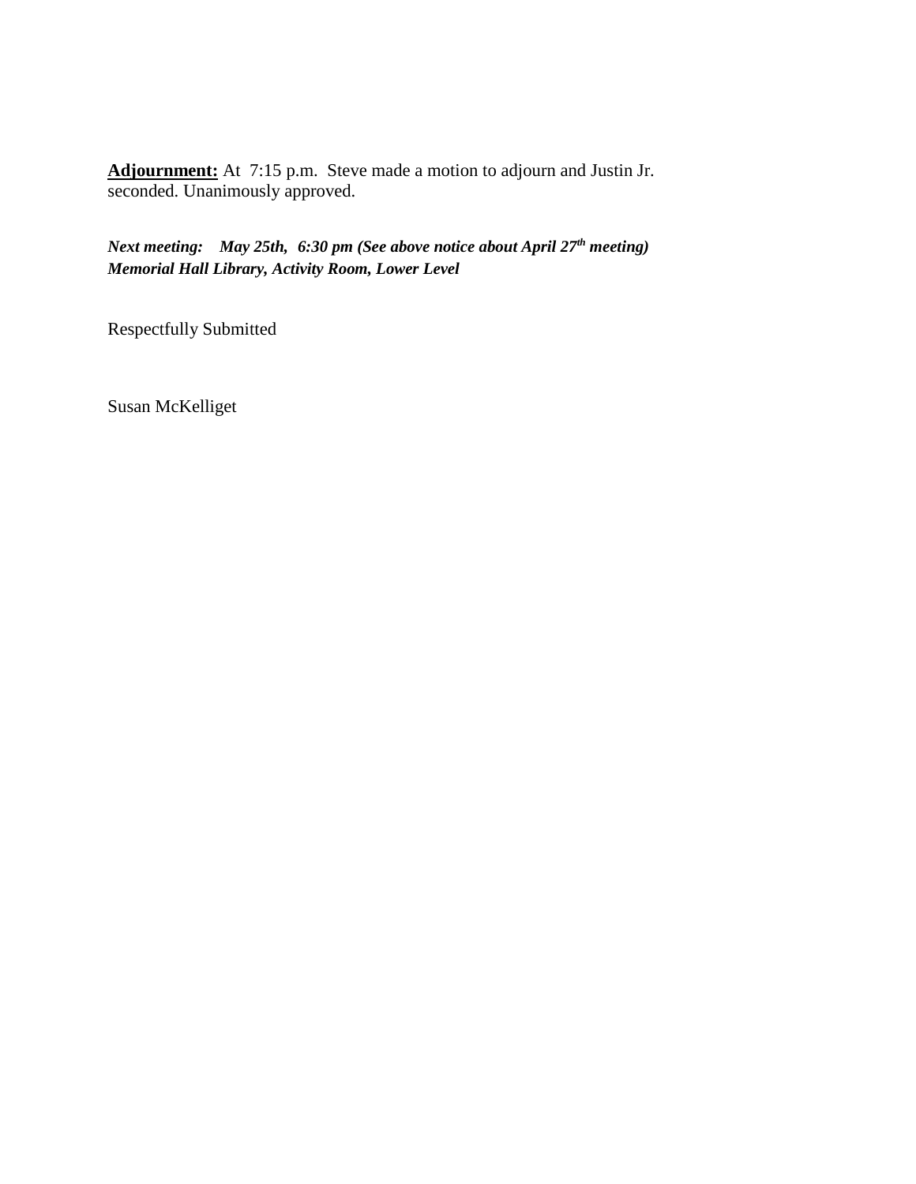**Adjournment:** At 7:15 p.m. Steve made a motion to adjourn and Justin Jr. seconded. Unanimously approved.

***Next meeting: May 25th, 6:30 pm (See above notice about April 27th meeting)***
***Memorial Hall Library, Activity Room, Lower Level***

Respectfully Submitted

Susan McKelliget